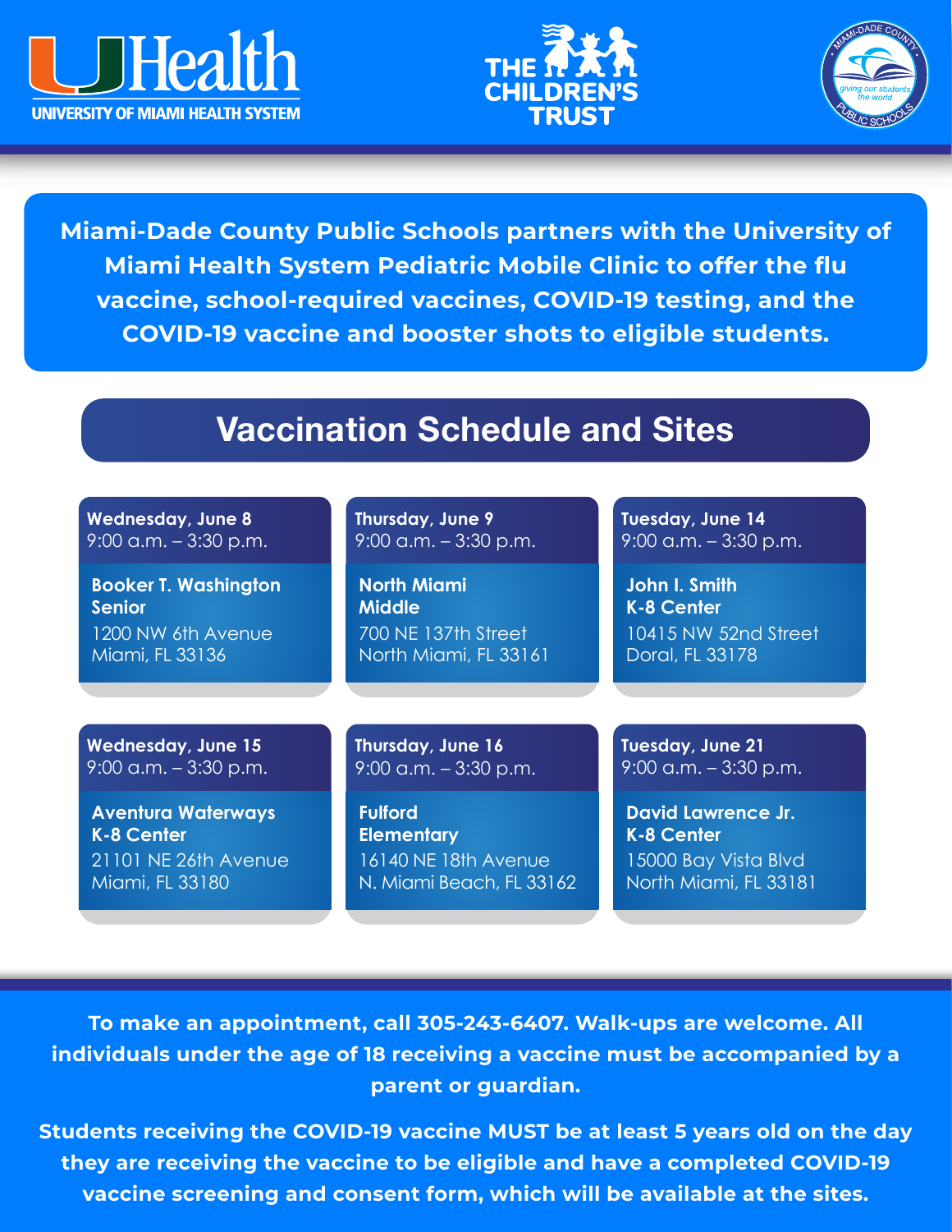UHealth
UNIVERSITY OF MIAMI HEALTH SYSTEM

THE CHILDREN'S TRUST

MIAMI-DADE COUNTY PUBLIC SCHOOLS — giving our students the world

**Miami-Dade County Public Schools partners with the University of Miami Health System Pediatric Mobile Clinic to offer the flu vaccine, school-required vaccines, COVID-19 testing, and the COVID-19 vaccine and booster shots to eligible students.**

## Vaccination Schedule and Sites

**Wednesday, June 8**
9:00 a.m. – 3:30 p.m.

**Booker T. Washington Senior**
1200 NW 6th Avenue
Miami, FL 33136

**Thursday, June 9**
9:00 a.m. – 3:30 p.m.

**North Miami Middle**
700 NE 137th Street
North Miami, FL 33161

**Tuesday, June 14**
9:00 a.m. – 3:30 p.m.

**John I. Smith K-8 Center**
10415 NW 52nd Street
Doral, FL 33178

**Wednesday, June 15**
9:00 a.m. – 3:30 p.m.

**Aventura Waterways K-8 Center**
21101 NE 26th Avenue
Miami, FL 33180

**Thursday, June 16**
9:00 a.m. – 3:30 p.m.

**Fulford Elementary**
16140 NE 18th Avenue
N. Miami Beach, FL 33162

**Tuesday, June 21**
9:00 a.m. – 3:30 p.m.

**David Lawrence Jr. K-8 Center**
15000 Bay Vista Blvd
North Miami, FL 33181

**To make an appointment, call 305-243-6407. Walk-ups are welcome. All individuals under the age of 18 receiving a vaccine must be accompanied by a parent or guardian.**

**Students receiving the COVID-19 vaccine MUST be at least 5 years old on the day they are receiving the vaccine to be eligible and have a completed COVID-19 vaccine screening and consent form, which will be available at the sites.**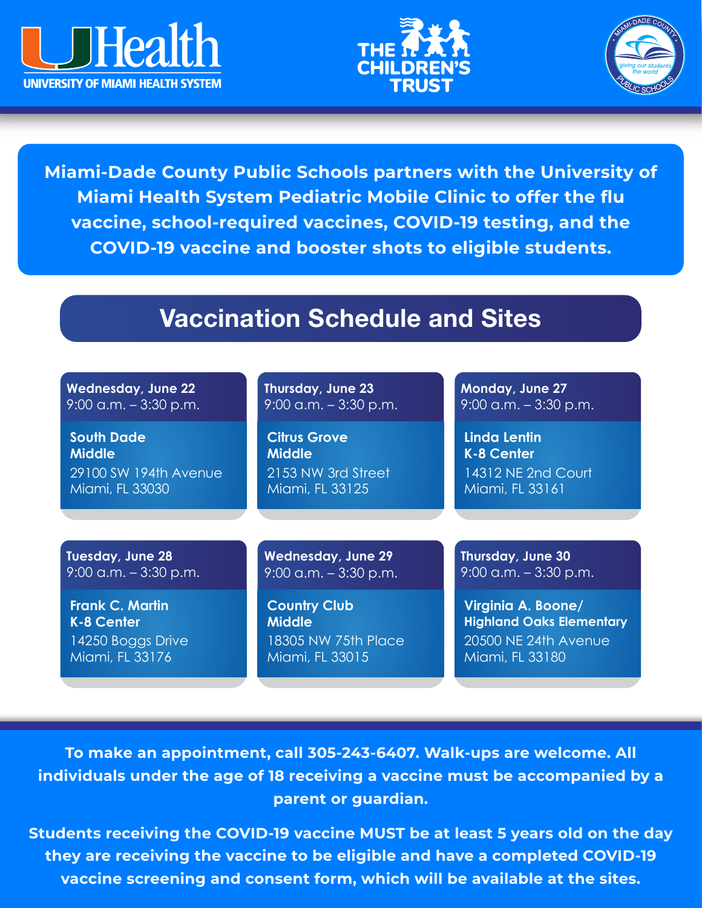UHealth UNIVERSITY OF MIAMI HEALTH SYSTEM

THE CHILDREN'S TRUST

MIAMI-DADE COUNTY PUBLIC SCHOOLS — giving our students the world

**Miami-Dade County Public Schools partners with the University of Miami Health System Pediatric Mobile Clinic to offer the flu vaccine, school-required vaccines, COVID-19 testing, and the COVID-19 vaccine and booster shots to eligible students.**

## Vaccination Schedule and Sites

**Wednesday, June 22**
9:00 a.m. – 3:30 p.m.

**South Dade Middle**
29100 SW 194th Avenue
Miami, FL 33030

**Thursday, June 23**
9:00 a.m. – 3:30 p.m.

**Citrus Grove Middle**
2153 NW 3rd Street
Miami, FL 33125

**Monday, June 27**
9:00 a.m. – 3:30 p.m.

**Linda Lentin K-8 Center**
14312 NE 2nd Court
Miami, FL 33161

**Tuesday, June 28**
9:00 a.m. – 3:30 p.m.

**Frank C. Martin K-8 Center**
14250 Boggs Drive
Miami, FL 33176

**Wednesday, June 29**
9:00 a.m. – 3:30 p.m.

**Country Club Middle**
18305 NW 75th Place
Miami, FL 33015

**Thursday, June 30**
9:00 a.m. – 3:30 p.m.

**Virginia A. Boone/ Highland Oaks Elementary**
20500 NE 24th Avenue
Miami, FL 33180

**To make an appointment, call 305-243-6407. Walk-ups are welcome. All individuals under the age of 18 receiving a vaccine must be accompanied by a parent or guardian.**

**Students receiving the COVID-19 vaccine MUST be at least 5 years old on the day they are receiving the vaccine to be eligible and have a completed COVID-19 vaccine screening and consent form, which will be available at the sites.**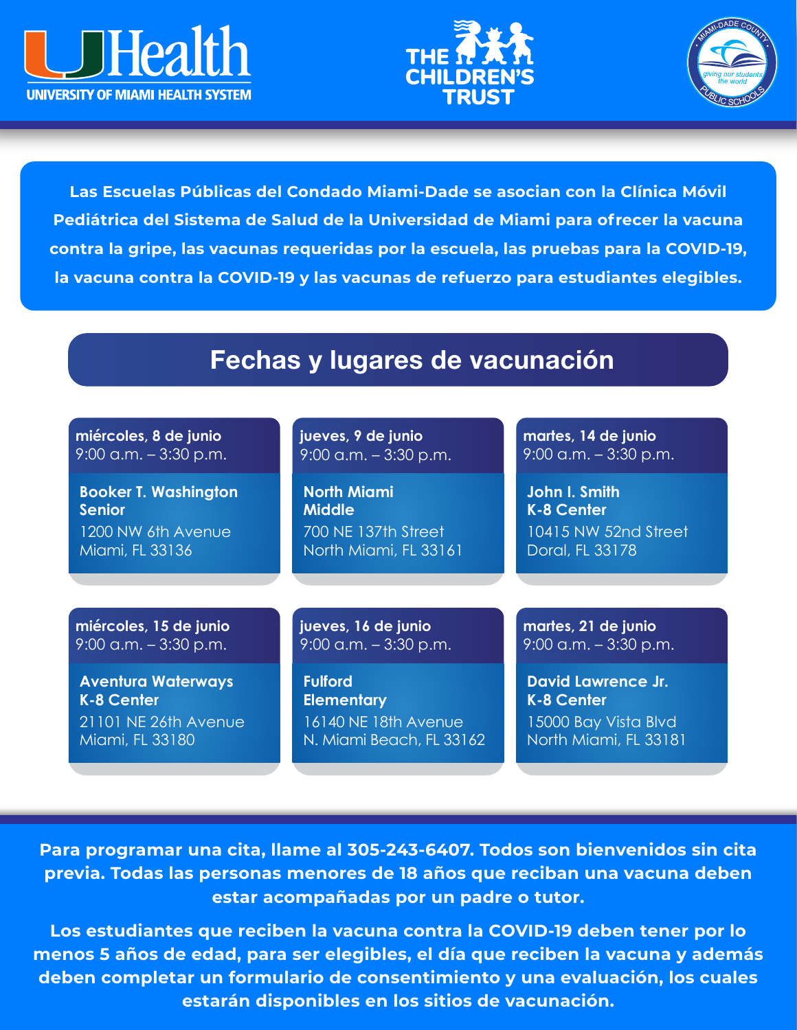UHealth
UNIVERSITY OF MIAMI HEALTH SYSTEM

THE CHILDREN'S TRUST

MIAMI-DADE COUNTY PUBLIC SCHOOLS — giving our students the world

**Las Escuelas Públicas del Condado Miami-Dade se asocian con la Clínica Móvil Pediátrica del Sistema de Salud de la Universidad de Miami para ofrecer la vacuna contra la gripe, las vacunas requeridas por la escuela, las pruebas para la COVID-19, la vacuna contra la COVID-19 y las vacunas de refuerzo para estudiantes elegibles.**

## Fechas y lugares de vacunación

**miércoles, 8 de junio**
9:00 a.m. – 3:30 p.m.

**Booker T. Washington Senior**
1200 NW 6th Avenue
Miami, FL 33136

**jueves, 9 de junio**
9:00 a.m. – 3:30 p.m.

**North Miami Middle**
700 NE 137th Street
North Miami, FL 33161

**martes, 14 de junio**
9:00 a.m. – 3:30 p.m.

**John I. Smith K-8 Center**
10415 NW 52nd Street
Doral, FL 33178

**miércoles, 15 de junio**
9:00 a.m. – 3:30 p.m.

**Aventura Waterways K-8 Center**
21101 NE 26th Avenue
Miami, FL 33180

**jueves, 16 de junio**
9:00 a.m. – 3:30 p.m.

**Fulford Elementary**
16140 NE 18th Avenue
N. Miami Beach, FL 33162

**martes, 21 de junio**
9:00 a.m. – 3:30 p.m.

**David Lawrence Jr. K-8 Center**
15000 Bay Vista Blvd
North Miami, FL 33181

**Para programar una cita, llame al 305-243-6407. Todos son bienvenidos sin cita previa. Todas las personas menores de 18 años que reciban una vacuna deben estar acompañadas por un padre o tutor.**

**Los estudiantes que reciben la vacuna contra la COVID-19 deben tener por lo menos 5 años de edad, para ser elegibles, el día que reciben la vacuna y además deben completar un formulario de consentimiento y una evaluación, los cuales estarán disponibles en los sitios de vacunación.**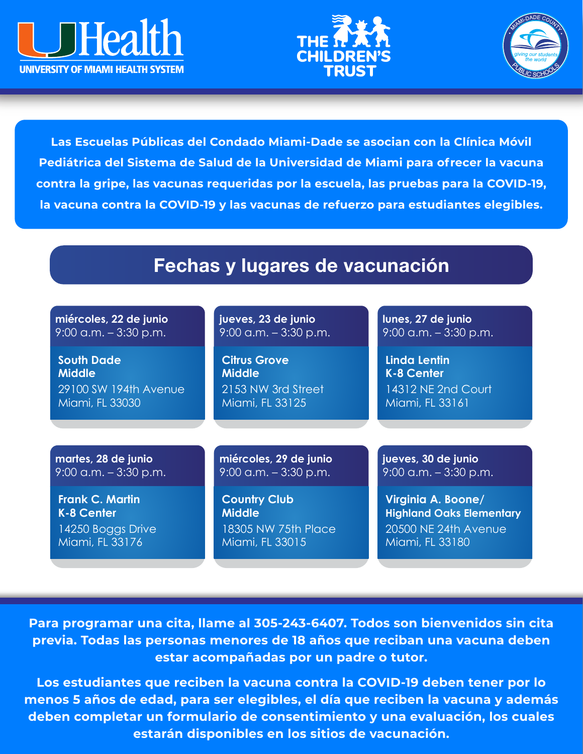UHealth
UNIVERSITY OF MIAMI HEALTH SYSTEM

THE CHILDREN'S TRUST

MIAMI-DADE COUNTY PUBLIC SCHOOLS — giving our students the world

**Las Escuelas Públicas del Condado Miami-Dade se asocian con la Clínica Móvil Pediátrica del Sistema de Salud de la Universidad de Miami para ofrecer la vacuna contra la gripe, las vacunas requeridas por la escuela, las pruebas para la COVID-19, la vacuna contra la COVID-19 y las vacunas de refuerzo para estudiantes elegibles.**

## Fechas y lugares de vacunación

**miércoles, 22 de junio**
9:00 a.m. – 3:30 p.m.

**South Dade Middle**
29100 SW 194th Avenue
Miami, FL 33030

**jueves, 23 de junio**
9:00 a.m. – 3:30 p.m.

**Citrus Grove Middle**
2153 NW 3rd Street
Miami, FL 33125

**lunes, 27 de junio**
9:00 a.m. – 3:30 p.m.

**Linda Lentin K-8 Center**
14312 NE 2nd Court
Miami, FL 33161

**martes, 28 de junio**
9:00 a.m. – 3:30 p.m.

**Frank C. Martin K-8 Center**
14250 Boggs Drive
Miami, FL 33176

**miércoles, 29 de junio**
9:00 a.m. – 3:30 p.m.

**Country Club Middle**
18305 NW 75th Place
Miami, FL 33015

**jueves, 30 de junio**
9:00 a.m. – 3:30 p.m.

**Virginia A. Boone/ Highland Oaks Elementary**
20500 NE 24th Avenue
Miami, FL 33180

**Para programar una cita, llame al 305-243-6407. Todos son bienvenidos sin cita previa. Todas las personas menores de 18 años que reciban una vacuna deben estar acompañadas por un padre o tutor.**

**Los estudiantes que reciben la vacuna contra la COVID-19 deben tener por lo menos 5 años de edad, para ser elegibles, el día que reciben la vacuna y además deben completar un formulario de consentimiento y una evaluación, los cuales estarán disponibles en los sitios de vacunación.**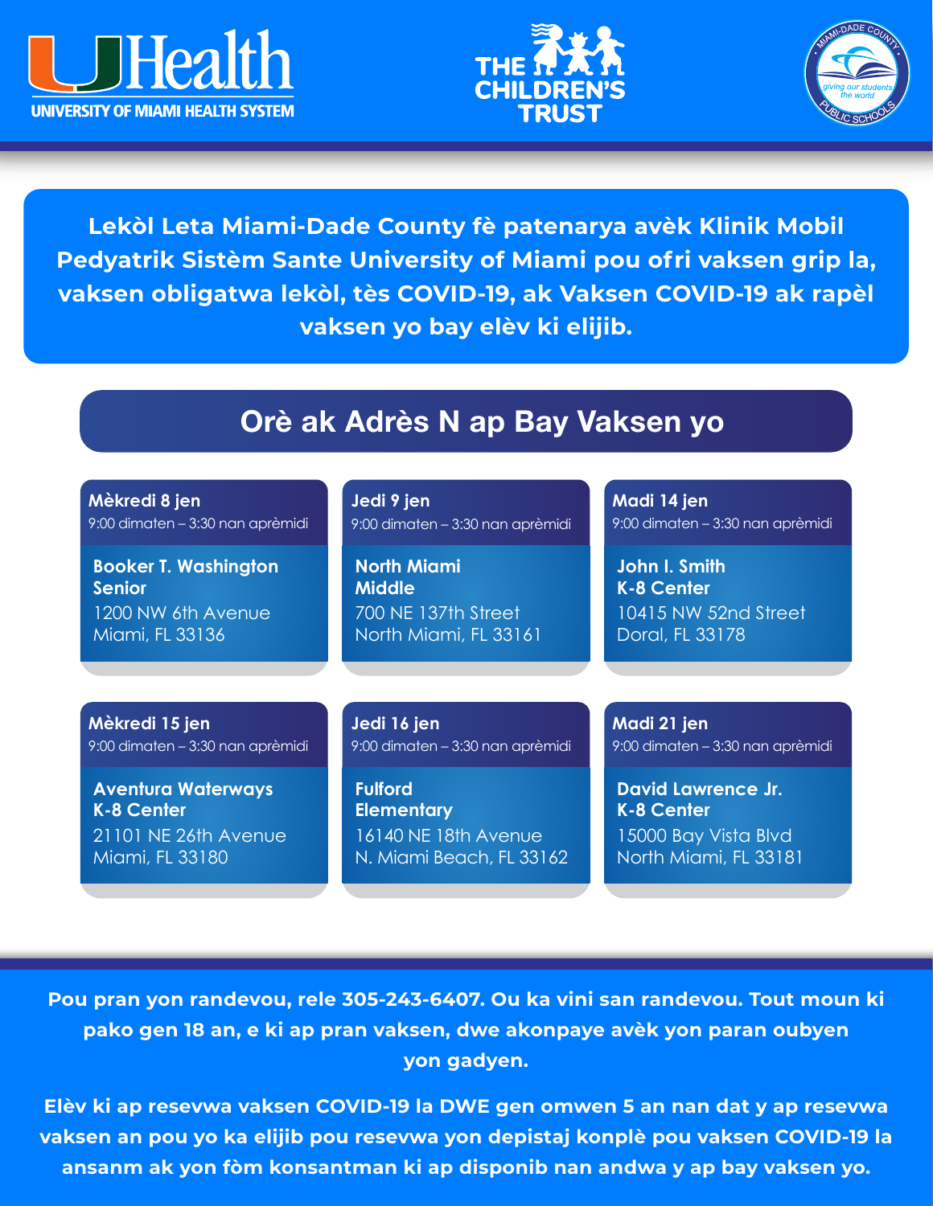UHealth UNIVERSITY OF MIAMI HEALTH SYSTEM

THE CHILDREN'S TRUST

MIAMI-DADE COUNTY PUBLIC SCHOOLS — giving our students the world

**Lekòl Leta Miami-Dade County fè patenarya avèk Klinik Mobil Pedyatrik Sistèm Sante University of Miami pou ofri vaksen grip la, vaksen obligatwa lekòl, tès COVID-19, ak Vaksen COVID-19 ak rapèl vaksen yo bay elèv ki elijib.**

## Orè ak Adrès N ap Bay Vaksen yo

**Mèkredi 8 jen**
9:00 dimaten – 3:30 nan aprèmidi

**Booker T. Washington Senior**
1200 NW 6th Avenue
Miami, FL 33136

**Jedi 9 jen**
9:00 dimaten – 3:30 nan aprèmidi

**North Miami Middle**
700 NE 137th Street
North Miami, FL 33161

**Madi 14 jen**
9:00 dimaten – 3:30 nan aprèmidi

**John I. Smith K-8 Center**
10415 NW 52nd Street
Doral, FL 33178

**Mèkredi 15 jen**
9:00 dimaten – 3:30 nan aprèmidi

**Aventura Waterways K-8 Center**
21101 NE 26th Avenue
Miami, FL 33180

**Jedi 16 jen**
9:00 dimaten – 3:30 nan aprèmidi

**Fulford Elementary**
16140 NE 18th Avenue
N. Miami Beach, FL 33162

**Madi 21 jen**
9:00 dimaten – 3:30 nan aprèmidi

**David Lawrence Jr. K-8 Center**
15000 Bay Vista Blvd
North Miami, FL 33181

**Pou pran yon randevou, rele 305-243-6407. Ou ka vini san randevou. Tout moun ki pako gen 18 an, e ki ap pran vaksen, dwe akonpaye avèk yon paran oubyen yon gadyen.**

**Elèv ki ap resevwa vaksen COVID-19 la DWE gen omwen 5 an nan dat y ap resevwa vaksen an pou yo ka elijib pou resevwa yon depistaj konplè pou vaksen COVID-19 la ansanm ak yon fòm konsantman ki ap disponib nan andwa y ap bay vaksen yo.**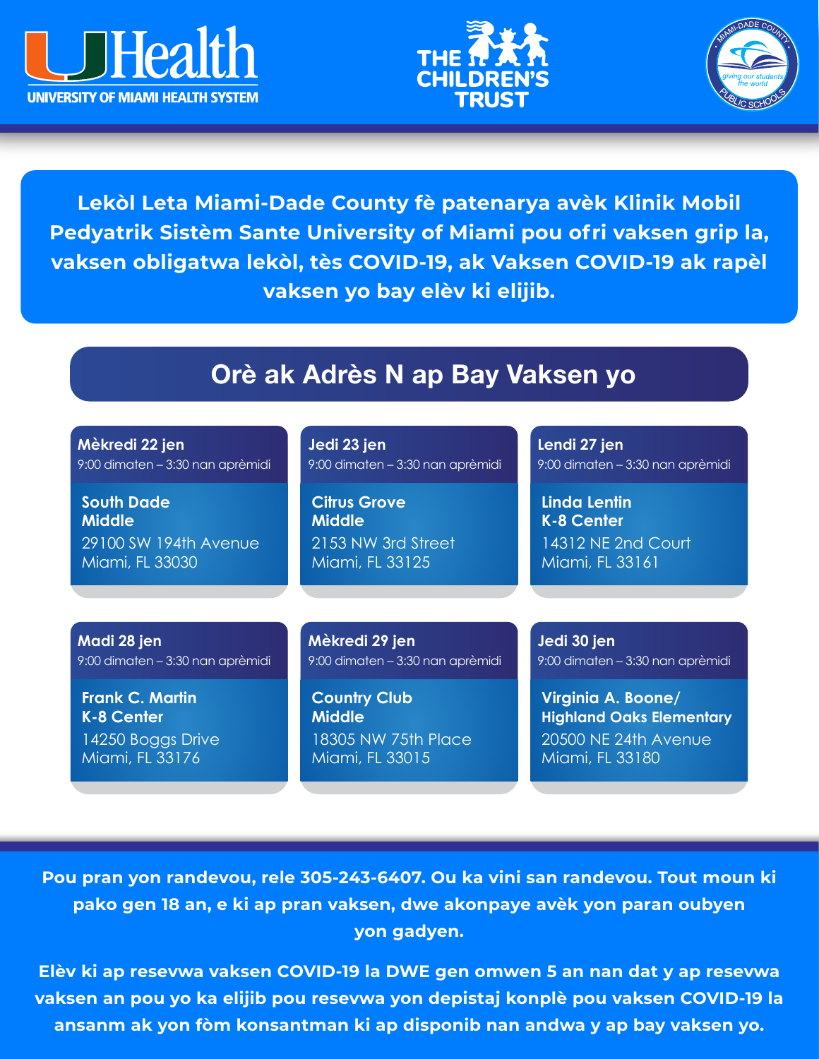UHealth UNIVERSITY OF MIAMI HEALTH SYSTEM

THE CHILDREN'S TRUST

MIAMI-DADE COUNTY PUBLIC SCHOOLS — giving our students the world

**Lekòl Leta Miami-Dade County fè patenarya avèk Klinik Mobil Pedyatrik Sistèm Sante University of Miami pou ofri vaksen grip la, vaksen obligatwa lekòl, tès COVID-19, ak Vaksen COVID-19 ak rapèl vaksen yo bay elèv ki elijib.**

## Orè ak Adrès N ap Bay Vaksen yo

**Mèkredi 22 jen**
9:00 dimaten – 3:30 nan aprèmidi

**South Dade Middle**
29100 SW 194th Avenue
Miami, FL 33030

**Jedi 23 jen**
9:00 dimaten – 3:30 nan aprèmidi

**Citrus Grove Middle**
2153 NW 3rd Street
Miami, FL 33125

**Lendi 27 jen**
9:00 dimaten – 3:30 nan aprèmidi

**Linda Lentin K-8 Center**
14312 NE 2nd Court
Miami, FL 33161

**Madi 28 jen**
9:00 dimaten – 3:30 nan aprèmidi

**Frank C. Martin K-8 Center**
14250 Boggs Drive
Miami, FL 33176

**Mèkredi 29 jen**
9:00 dimaten – 3:30 nan aprèmidi

**Country Club Middle**
18305 NW 75th Place
Miami, FL 33015

**Jedi 30 jen**
9:00 dimaten – 3:30 nan aprèmidi

**Virginia A. Boone/ Highland Oaks Elementary**
20500 NE 24th Avenue
Miami, FL 33180

**Pou pran yon randevou, rele 305-243-6407. Ou ka vini san randevou. Tout moun ki pako gen 18 an, e ki ap pran vaksen, dwe akonpaye avèk yon paran oubyen yon gadyen.**

**Elèv ki ap resevwa vaksen COVID-19 la DWE gen omwen 5 an nan dat y ap resevwa vaksen an pou yo ka elijib pou resevwa yon depistaj konplè pou vaksen COVID-19 la ansanm ak yon fòm konsantman ki ap disponib nan andwa y ap bay vaksen yo.**